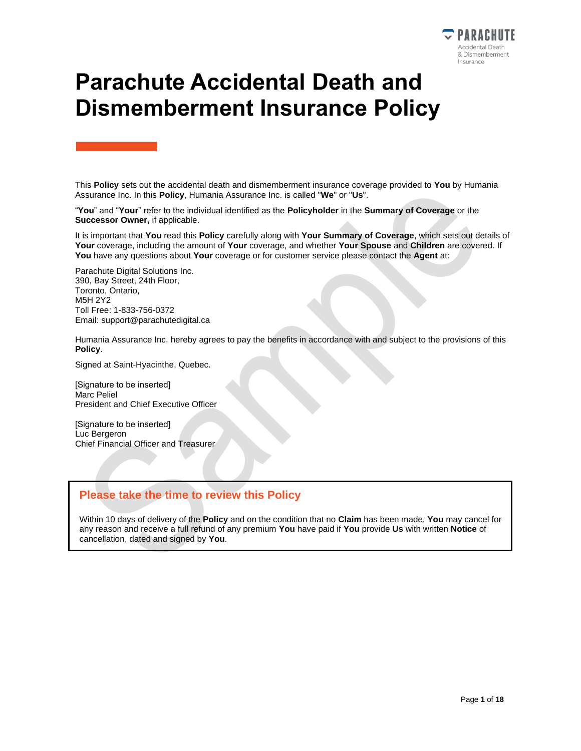# Parachute Accidental Death and Dismemberment Insurance Policy

This **Policy** sets out the accidental death and dismemberment insurance coverage provided to **You** by Humania Assurance Inc. In this **Policy**, Humania Assurance Inc. is called "**We**" or "**Us**".

"**You**" and "**Your**" refer to the individual identified as the **Policyholder** in the **Summary of Coverage** or the **Successor Owner,** if applicable.

It is important that **You** read this **Policy** carefully along with **Your Summary of Coverage**, which sets out details of **Your** coverage, including the amount of **Your** coverage, and whether **Your Spouse** and **Children** are covered. If **You** have any questions about **Your** coverage or for customer service please contact the **Agent** at:

Parachute Digital Solutions Inc.
390, Bay Street, 24th Floor,
Toronto, Ontario,
M5H 2Y2
Toll Free: 1-833-756-0372
Email: support@parachutedigital.ca

Humania Assurance Inc. hereby agrees to pay the benefits in accordance with and subject to the provisions of this **Policy**.

Signed at Saint-Hyacinthe, Quebec.

[Signature to be inserted]
Marc Peliel
President and Chief Executive Officer

[Signature to be inserted]
Luc Bergeron
Chief Financial Officer and Treasurer

## Please take the time to review this Policy

Within 10 days of delivery of the **Policy** and on the condition that no **Claim** has been made, **You** may cancel for any reason and receive a full refund of any premium **You** have paid if **You** provide **Us** with written **Notice** of cancellation, dated and signed by **You**.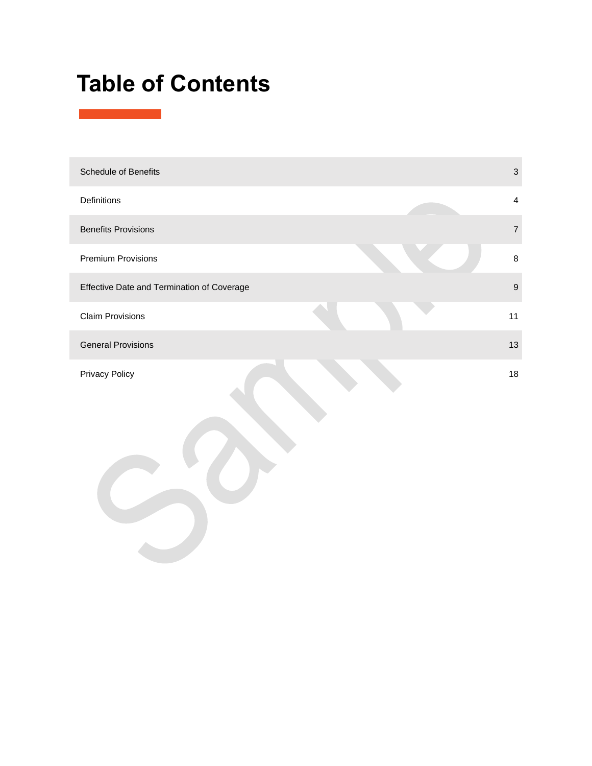# Table of Contents

| | |
|---|---|
| Schedule of Benefits | 3 |
| Definitions | 4 |
| Benefits Provisions | 7 |
| Premium Provisions | 8 |
| Effective Date and Termination of Coverage | 9 |
| Claim Provisions | 11 |
| General Provisions | 13 |
| Privacy Policy | 18 |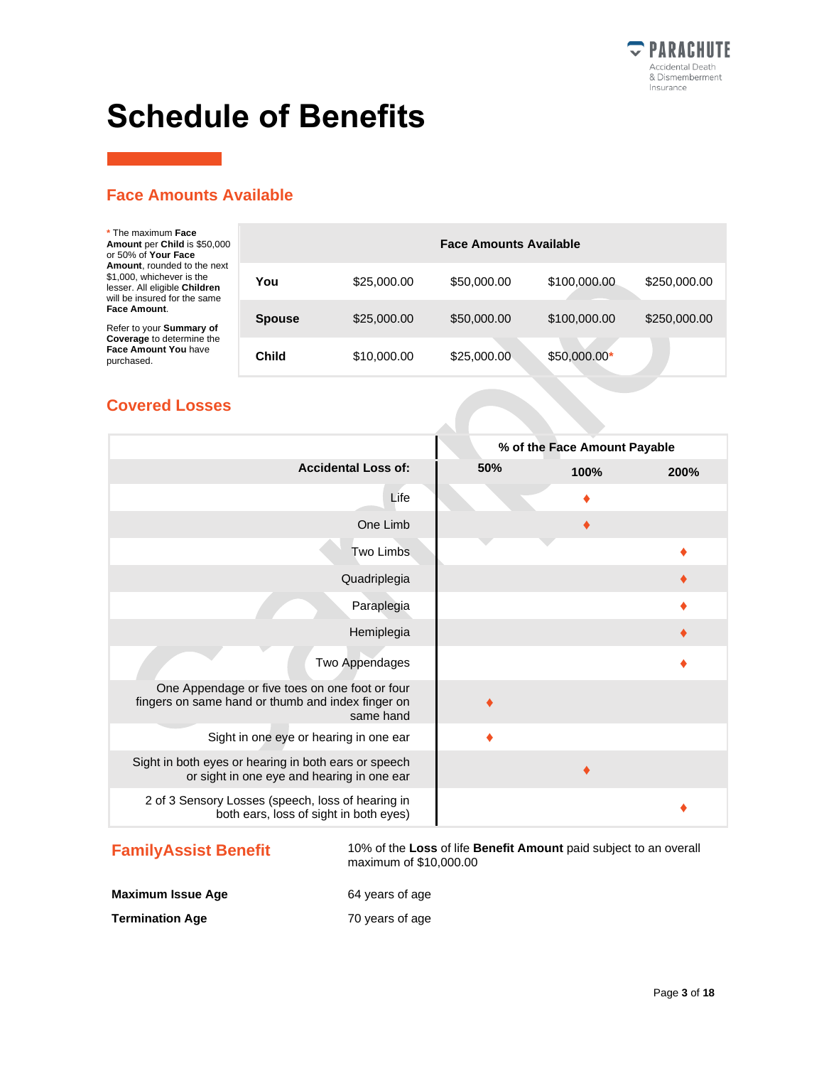# Schedule of Benefits

## Face Amounts Available

* The maximum **Face Amount** per **Child** is $50,000 or 50% of **Your Face Amount**, rounded to the next $1,000, whichever is the lesser. All eligible **Children** will be insured for the same **Face Amount**.

Refer to your **Summary of Coverage** to determine the **Face Amount You** have purchased.

| Face Amounts Available | | | | |
|---|---|---|---|---|
| **You** | $25,000.00 | $50,000.00 | $100,000.00 | $250,000.00 |
| **Spouse** | $25,000.00 | $50,000.00 | $100,000.00 | $250,000.00 |
| **Child** | $10,000.00 | $25,000.00 | $50,000.00* | |

## Covered Losses

| | % of the Face Amount Payable | | |
|---|---|---|---|
| **Accidental Loss of:** | **50%** | **100%** | **200%** |
| Life | | ♦ | |
| One Limb | | ♦ | |
| Two Limbs | | | ♦ |
| Quadriplegia | | | ♦ |
| Paraplegia | | | ♦ |
| Hemiplegia | | | ♦ |
| Two Appendages | | | ♦ |
| One Appendage or five toes on one foot or four fingers on same hand or thumb and index finger on same hand | ♦ | | |
| Sight in one eye or hearing in one ear | ♦ | | |
| Sight in both eyes or hearing in both ears or speech or sight in one eye and hearing in one ear | | ♦ | |
| 2 of 3 Sensory Losses (speech, loss of hearing in both ears, loss of sight in both eyes) | | | ♦ |

## FamilyAssist Benefit

10% of the **Loss** of life **Benefit Amount** paid subject to an overall maximum of $10,000.00

**Maximum Issue Age** 64 years of age

**Termination Age** 70 years of age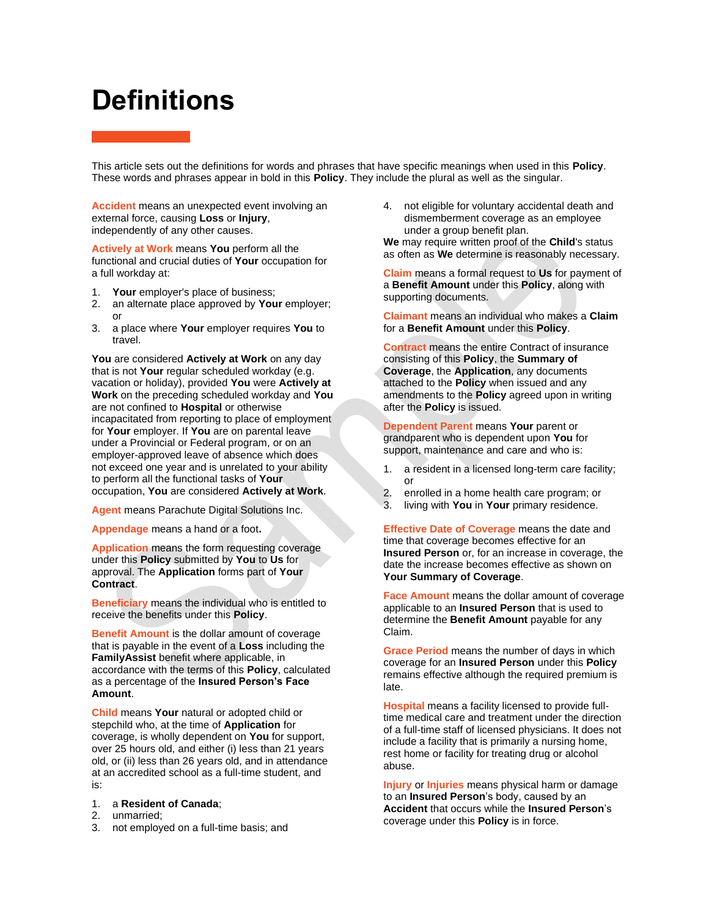# Definitions

This article sets out the definitions for words and phrases that have specific meanings when used in this **Policy**. These words and phrases appear in bold in this **Policy**. They include the plural as well as the singular.

**Accident** means an unexpected event involving an external force, causing **Loss** or **Injury**, independently of any other causes.

**Actively at Work** means **You** perform all the functional and crucial duties of **Your** occupation for a full workday at:

1. **Your** employer's place of business;
2. an alternate place approved by **Your** employer; or
3. a place where **Your** employer requires **You** to travel.

**You** are considered **Actively at Work** on any day that is not **Your** regular scheduled workday (e.g. vacation or holiday), provided **You** were **Actively at Work** on the preceding scheduled workday and **You** are not confined to **Hospital** or otherwise incapacitated from reporting to place of employment for **Your** employer. If **You** are on parental leave under a Provincial or Federal program, or on an employer-approved leave of absence which does not exceed one year and is unrelated to your ability to perform all the functional tasks of **Your** occupation, **You** are considered **Actively at Work**.

**Agent** means Parachute Digital Solutions Inc.

**Appendage** means a hand or a foot**.**

**Application** means the form requesting coverage under this **Policy** submitted by **You** to **Us** for approval. The **Application** forms part of **Your Contract**.

**Beneficiary** means the individual who is entitled to receive the benefits under this **Policy**.

**Benefit Amount** is the dollar amount of coverage that is payable in the event of a **Loss** including the **FamilyAssist** benefit where applicable, in accordance with the terms of this **Policy**, calculated as a percentage of the **Insured Person's Face Amount**.

**Child** means **Your** natural or adopted child or stepchild who, at the time of **Application** for coverage, is wholly dependent on **You** for support, over 25 hours old, and either (i) less than 21 years old, or (ii) less than 26 years old, and in attendance at an accredited school as a full-time student, and is:

1. a **Resident of Canada**;
2. unmarried;
3. not employed on a full-time basis; and
4. not eligible for voluntary accidental death and dismemberment coverage as an employee under a group benefit plan.

**We** may require written proof of the **Child**'s status as often as **We** determine is reasonably necessary.

**Claim** means a formal request to **Us** for payment of a **Benefit Amount** under this **Policy**, along with supporting documents.

**Claimant** means an individual who makes a **Claim** for a **Benefit Amount** under this **Policy**.

**Contract** means the entire Contract of insurance consisting of this **Policy**, the **Summary of Coverage**, the **Application**, any documents attached to the **Policy** when issued and any amendments to the **Policy** agreed upon in writing after the **Policy** is issued.

**Dependent Parent** means **Your** parent or grandparent who is dependent upon **You** for support, maintenance and care and who is:

1. a resident in a licensed long-term care facility; or
2. enrolled in a home health care program; or
3. living with **You** in **Your** primary residence.

**Effective Date of Coverage** means the date and time that coverage becomes effective for an **Insured Person** or, for an increase in coverage, the date the increase becomes effective as shown on **Your Summary of Coverage**.

**Face Amount** means the dollar amount of coverage applicable to an **Insured Person** that is used to determine the **Benefit Amount** payable for any Claim.

**Grace Period** means the number of days in which coverage for an **Insured Person** under this **Policy** remains effective although the required premium is late.

**Hospital** means a facility licensed to provide full-time medical care and treatment under the direction of a full-time staff of licensed physicians. It does not include a facility that is primarily a nursing home, rest home or facility for treating drug or alcohol abuse.

**Injury** or **Injuries** means physical harm or damage to an **Insured Person**'s body, caused by an **Accident** that occurs while the **Insured Person**'s coverage under this **Policy** is in force.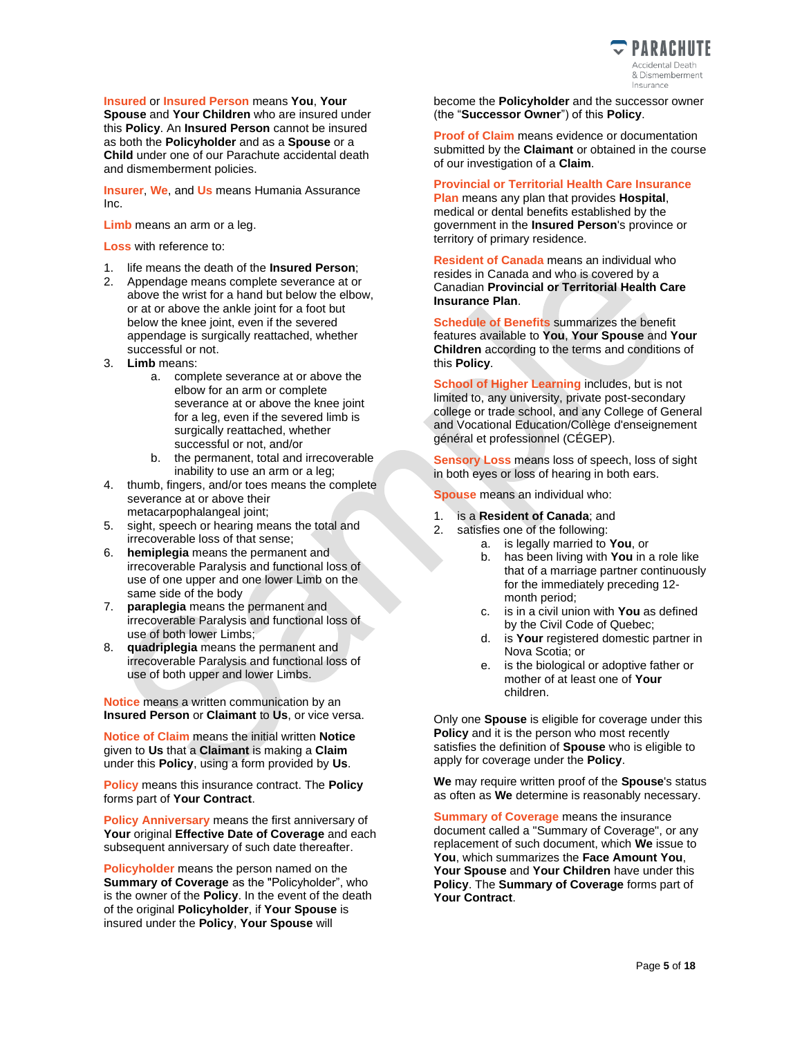**Insured** or **Insured Person** means **You**, **Your Spouse** and **Your Children** who are insured under this **Policy**. An **Insured Person** cannot be insured as both the **Policyholder** and as a **Spouse** or a **Child** under one of our Parachute accidental death and dismemberment policies.

**Insurer**, **We**, and **Us** means Humania Assurance Inc.

**Limb** means an arm or a leg.

**Loss** with reference to:

1. life means the death of the **Insured Person**;
2. Appendage means complete severance at or above the wrist for a hand but below the elbow, or at or above the ankle joint for a foot but below the knee joint, even if the severed appendage is surgically reattached, whether successful or not.
3. **Limb** means:
   a. complete severance at or above the elbow for an arm or complete severance at or above the knee joint for a leg, even if the severed limb is surgically reattached, whether successful or not, and/or
   b. the permanent, total and irrecoverable inability to use an arm or a leg;
4. thumb, fingers, and/or toes means the complete severance at or above their metacarpophalangeal joint;
5. sight, speech or hearing means the total and irrecoverable loss of that sense;
6. **hemiplegia** means the permanent and irrecoverable Paralysis and functional loss of use of one upper and one lower Limb on the same side of the body
7. **paraplegia** means the permanent and irrecoverable Paralysis and functional loss of use of both lower Limbs;
8. **quadriplegia** means the permanent and irrecoverable Paralysis and functional loss of use of both upper and lower Limbs.

**Notice** means a written communication by an **Insured Person** or **Claimant** to **Us**, or vice versa.

**Notice of Claim** means the initial written **Notice** given to **Us** that a **Claimant** is making a **Claim** under this **Policy**, using a form provided by **Us**.

**Policy** means this insurance contract. The **Policy** forms part of **Your Contract**.

**Policy Anniversary** means the first anniversary of **Your** original **Effective Date of Coverage** and each subsequent anniversary of such date thereafter.

**Policyholder** means the person named on the **Summary of Coverage** as the "Policyholder", who is the owner of the **Policy**. In the event of the death of the original **Policyholder**, if **Your Spouse** is insured under the **Policy**, **Your Spouse** will become the **Policyholder** and the successor owner (the "**Successor Owner**") of this **Policy**.

**Proof of Claim** means evidence or documentation submitted by the **Claimant** or obtained in the course of our investigation of a **Claim**.

**Provincial or Territorial Health Care Insurance Plan** means any plan that provides **Hospital**, medical or dental benefits established by the government in the **Insured Person**'s province or territory of primary residence.

**Resident of Canada** means an individual who resides in Canada and who is covered by a Canadian **Provincial or Territorial Health Care Insurance Plan**.

**Schedule of Benefits** summarizes the benefit features available to **You**, **Your Spouse** and **Your Children** according to the terms and conditions of this **Policy**.

**School of Higher Learning** includes, but is not limited to, any university, private post-secondary college or trade school, and any College of General and Vocational Education/Collège d'enseignement général et professionnel (CÉGEP).

**Sensory Loss** means loss of speech, loss of sight in both eyes or loss of hearing in both ears.

**Spouse** means an individual who:

1. is a **Resident of Canada**; and
2. satisfies one of the following:
   a. is legally married to **You**, or
   b. has been living with **You** in a role like that of a marriage partner continuously for the immediately preceding 12-month period;
   c. is in a civil union with **You** as defined by the Civil Code of Quebec;
   d. is **Your** registered domestic partner in Nova Scotia; or
   e. is the biological or adoptive father or mother of at least one of **Your** children.

Only one **Spouse** is eligible for coverage under this **Policy** and it is the person who most recently satisfies the definition of **Spouse** who is eligible to apply for coverage under the **Policy**.

**We** may require written proof of the **Spouse**'s status as often as **We** determine is reasonably necessary.

**Summary of Coverage** means the insurance document called a "Summary of Coverage", or any replacement of such document, which **We** issue to **You**, which summarizes the **Face Amount You**, **Your Spouse** and **Your Children** have under this **Policy**. The **Summary of Coverage** forms part of **Your Contract**.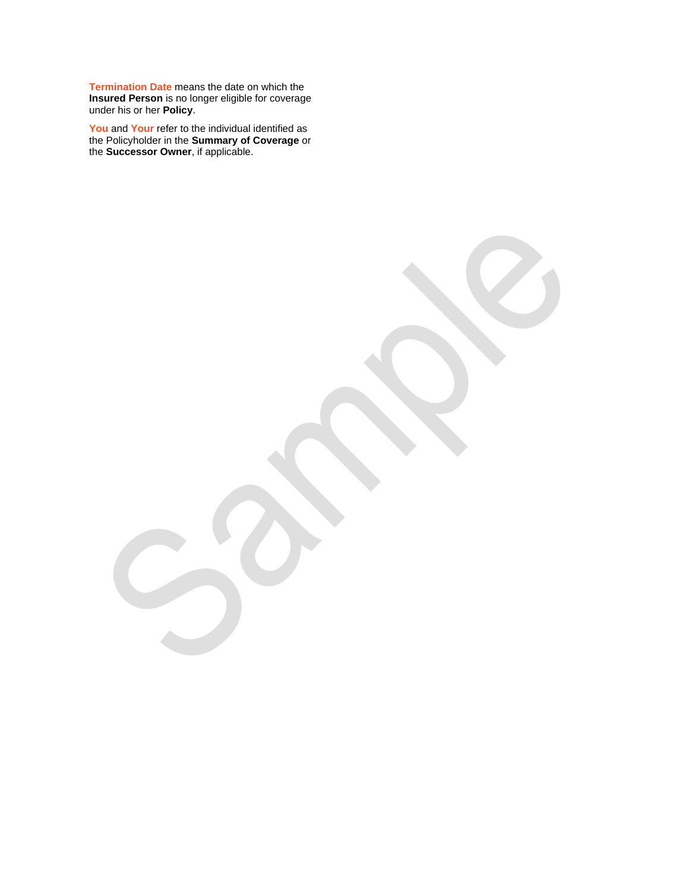**Termination Date** means the date on which the **Insured Person** is no longer eligible for coverage under his or her **Policy**.

**You** and **Your** refer to the individual identified as the Policyholder in the **Summary of Coverage** or the **Successor Owner**, if applicable.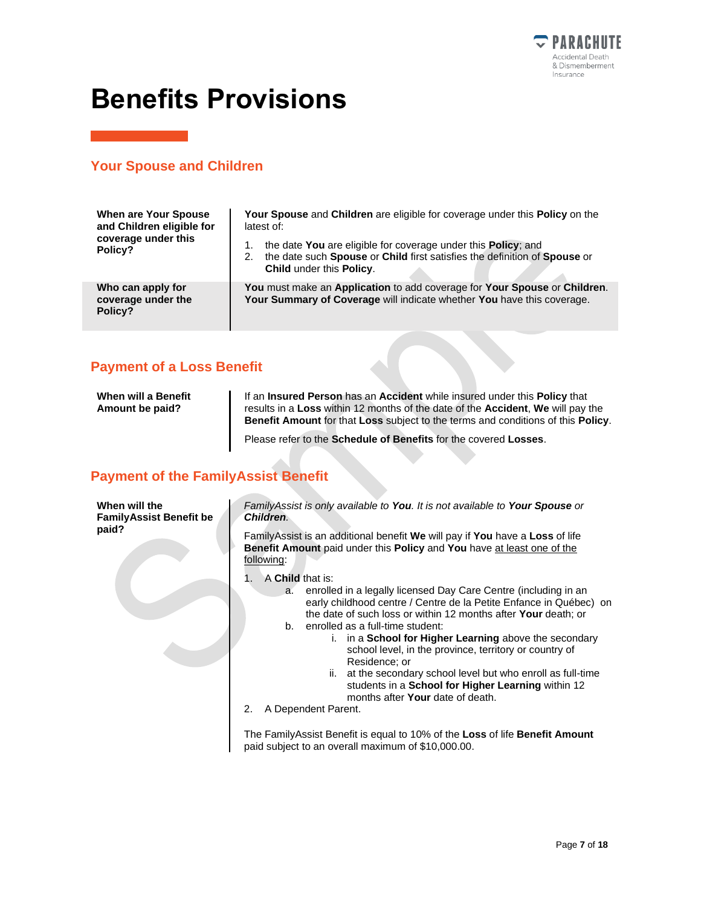# Benefits Provisions

## Your Spouse and Children

| | |
|---|---|
| **When are Your Spouse and Children eligible for coverage under this Policy?** | **Your Spouse** and **Children** are eligible for coverage under this **Policy** on the latest of:<br>1. the date **You** are eligible for coverage under this **Policy**; and<br>2. the date such **Spouse** or **Child** first satisfies the definition of **Spouse** or **Child** under this **Policy**. |
| **Who can apply for coverage under the Policy?** | **You** must make an **Application** to add coverage for **Your Spouse** or **Children**. **Your Summary of Coverage** will indicate whether **You** have this coverage. |

## Payment of a Loss Benefit

| | |
|---|---|
| **When will a Benefit Amount be paid?** | If an **Insured Person** has an **Accident** while insured under this **Policy** that results in a **Loss** within 12 months of the date of the **Accident**, **We** will pay the **Benefit Amount** for that **Loss** subject to the terms and conditions of this **Policy**.<br><br>Please refer to the **Schedule of Benefits** for the covered **Losses**. |

## Payment of the FamilyAssist Benefit

**When will the FamilyAssist Benefit be paid?**

*FamilyAssist is only available to **You**. It is not available to **Your Spouse** or **Children**.*

FamilyAssist is an additional benefit **We** will pay if **You** have a **Loss** of life **Benefit Amount** paid under this **Policy** and **You** have <u>at least one of the following</u>:

1. A **Child** that is:
   a. enrolled in a legally licensed Day Care Centre (including in an early childhood centre / Centre de la Petite Enfance in Québec) on the date of such loss or within 12 months after **Your** death; or
   b. enrolled as a full-time student:
      i. in a **School for Higher Learning** above the secondary school level, in the province, territory or country of Residence; or
      ii. at the secondary school level but who enroll as full-time students in a **School for Higher Learning** within 12 months after **Your** date of death.
2. A Dependent Parent.

The FamilyAssist Benefit is equal to 10% of the **Loss** of life **Benefit Amount** paid subject to an overall maximum of $10,000.00.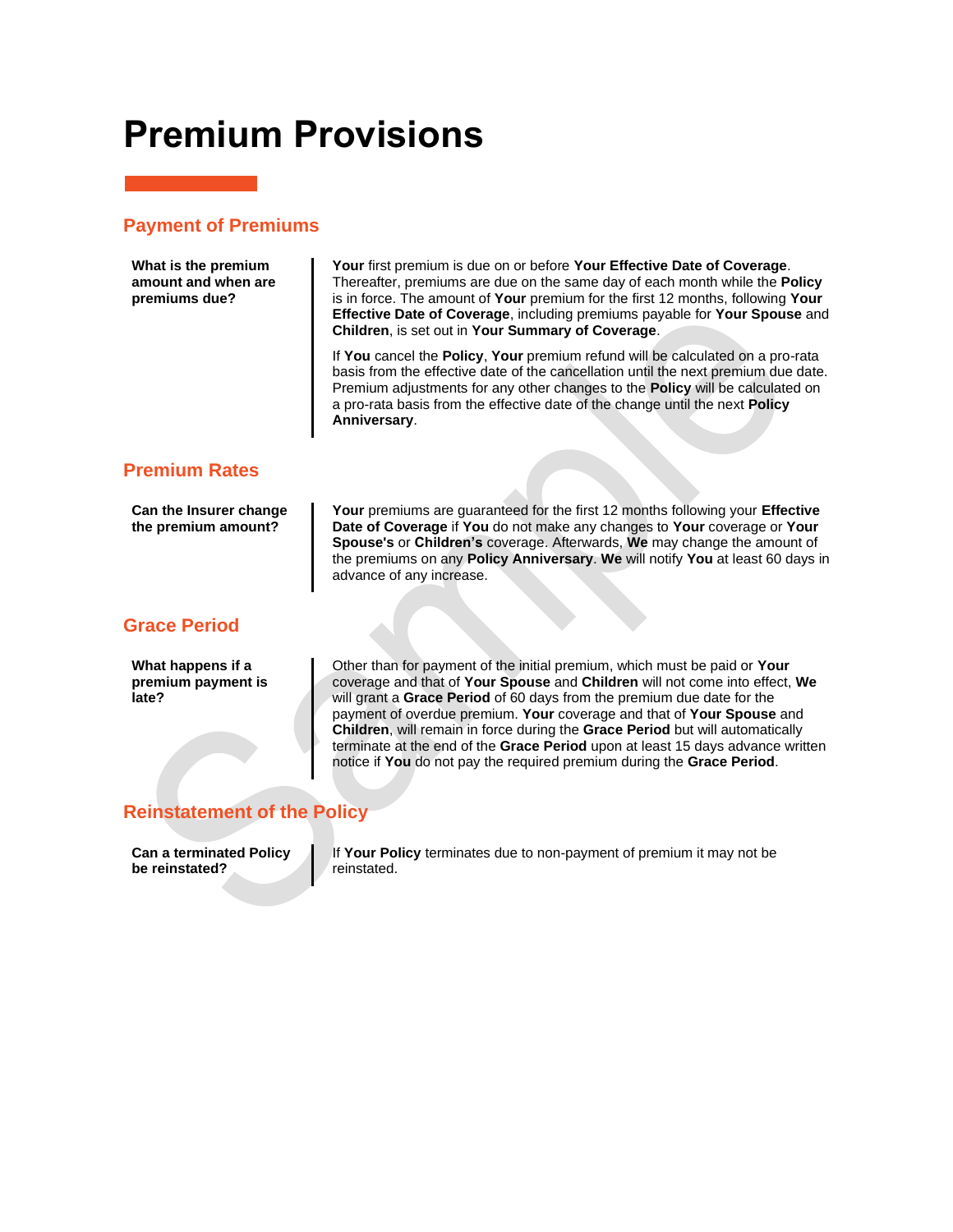# Premium Provisions

## Payment of Premiums

**What is the premium amount and when are premiums due?**

**Your** first premium is due on or before **Your Effective Date of Coverage**. Thereafter, premiums are due on the same day of each month while the **Policy** is in force. The amount of **Your** premium for the first 12 months, following **Your Effective Date of Coverage**, including premiums payable for **Your Spouse** and **Children**, is set out in **Your Summary of Coverage**.

If **You** cancel the **Policy**, **Your** premium refund will be calculated on a pro-rata basis from the effective date of the cancellation until the next premium due date. Premium adjustments for any other changes to the **Policy** will be calculated on a pro-rata basis from the effective date of the change until the next **Policy Anniversary**.

## Premium Rates

**Can the Insurer change the premium amount?**

**Your** premiums are guaranteed for the first 12 months following your **Effective Date of Coverage** if **You** do not make any changes to **Your** coverage or **Your Spouse's** or **Children's** coverage. Afterwards, **We** may change the amount of the premiums on any **Policy Anniversary**. **We** will notify **You** at least 60 days in advance of any increase.

## Grace Period

**What happens if a premium payment is late?**

Other than for payment of the initial premium, which must be paid or **Your** coverage and that of **Your Spouse** and **Children** will not come into effect, **We** will grant a **Grace Period** of 60 days from the premium due date for the payment of overdue premium. **Your** coverage and that of **Your Spouse** and **Children**, will remain in force during the **Grace Period** but will automatically terminate at the end of the **Grace Period** upon at least 15 days advance written notice if **You** do not pay the required premium during the **Grace Period**.

## Reinstatement of the Policy

**Can a terminated Policy be reinstated?**

If **Your Policy** terminates due to non-payment of premium it may not be reinstated.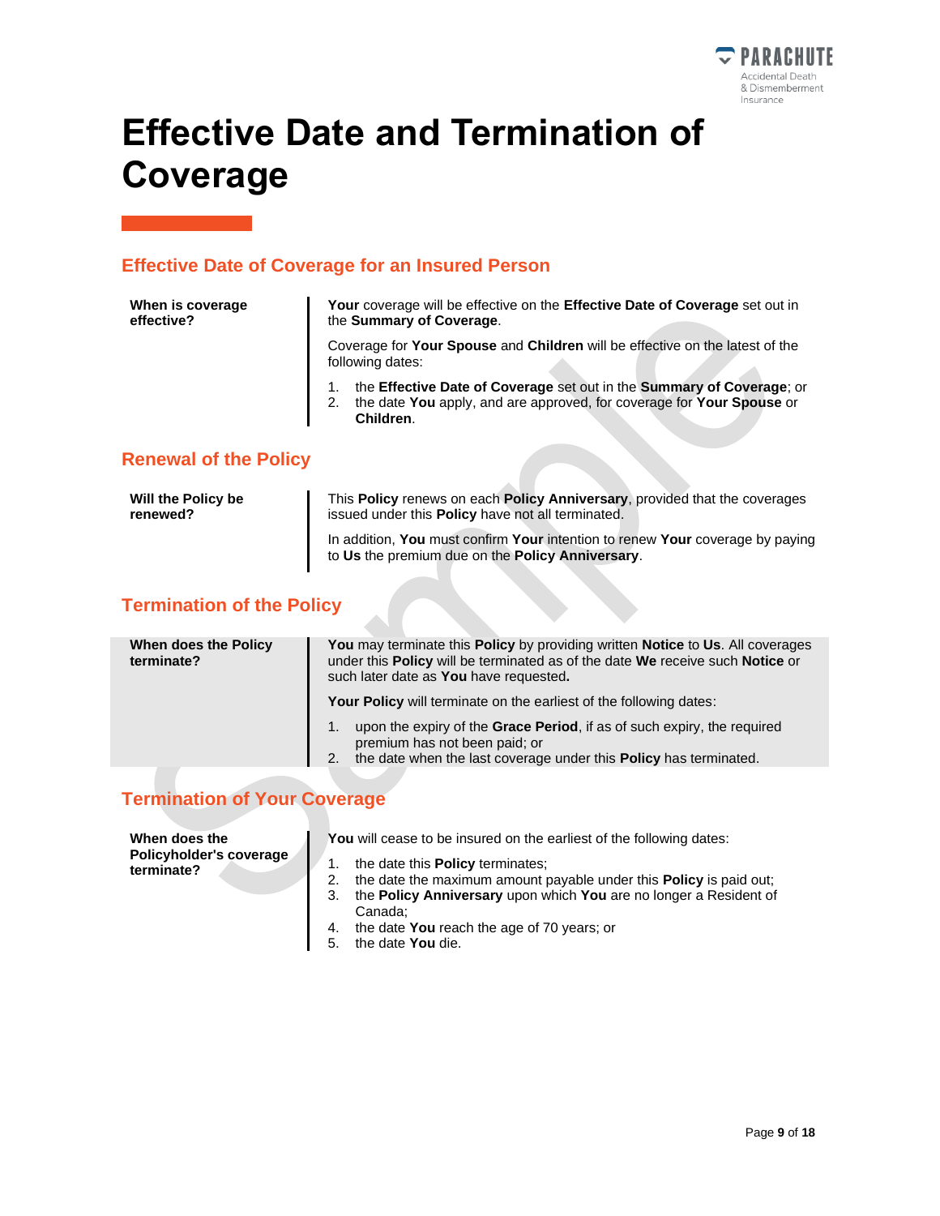# Effective Date and Termination of Coverage

## Effective Date of Coverage for an Insured Person

| | |
|---|---|
| **When is coverage effective?** | **Your** coverage will be effective on the **Effective Date of Coverage** set out in the **Summary of Coverage**.<br><br>Coverage for **Your Spouse** and **Children** will be effective on the latest of the following dates:<br><br>1. the **Effective Date of Coverage** set out in the **Summary of Coverage**; or<br>2. the date **You** apply, and are approved, for coverage for **Your Spouse** or **Children**. |

## Renewal of the Policy

| | |
|---|---|
| **Will the Policy be renewed?** | This **Policy** renews on each **Policy Anniversary**, provided that the coverages issued under this **Policy** have not all terminated.<br><br>In addition, **You** must confirm **Your** intention to renew **Your** coverage by paying to **Us** the premium due on the **Policy Anniversary**. |

## Termination of the Policy

| | |
|---|---|
| **When does the Policy terminate?** | **You** may terminate this **Policy** by providing written **Notice** to **Us**. All coverages under this **Policy** will be terminated as of the date **We** receive such **Notice** or such later date as **You** have requested**.**<br><br>**Your Policy** will terminate on the earliest of the following dates:<br><br>1. upon the expiry of the **Grace Period**, if as of such expiry, the required premium has not been paid; or<br>2. the date when the last coverage under this **Policy** has terminated. |

## Termination of Your Coverage

| | |
|---|---|
| **When does the Policyholder's coverage terminate?** | **You** will cease to be insured on the earliest of the following dates:<br><br>1. the date this **Policy** terminates;<br>2. the date the maximum amount payable under this **Policy** is paid out;<br>3. the **Policy Anniversary** upon which **You** are no longer a Resident of Canada;<br>4. the date **You** reach the age of 70 years; or<br>5. the date **You** die. |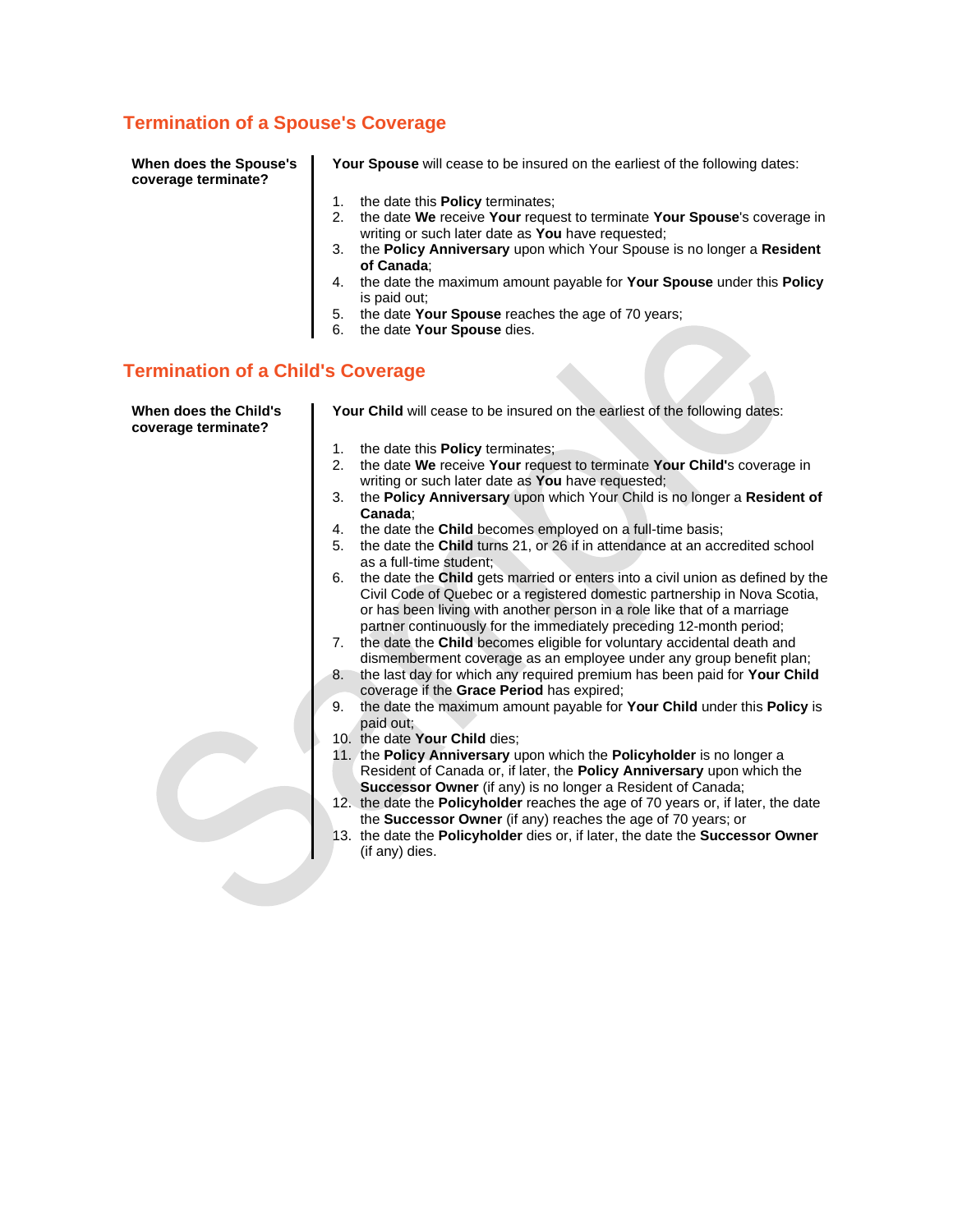## Termination of a Spouse's Coverage

**When does the Spouse's coverage terminate?**

**Your Spouse** will cease to be insured on the earliest of the following dates:

1. the date this **Policy** terminates;
2. the date **We** receive **Your** request to terminate **Your Spouse**'s coverage in writing or such later date as **You** have requested;
3. the **Policy Anniversary** upon which Your Spouse is no longer a **Resident of Canada**;
4. the date the maximum amount payable for **Your Spouse** under this **Policy** is paid out;
5. the date **Your Spouse** reaches the age of 70 years;
6. the date **Your Spouse** dies.

## Termination of a Child's Coverage

**When does the Child's coverage terminate?**

**Your Child** will cease to be insured on the earliest of the following dates:

1. the date this **Policy** terminates;
2. the date **We** receive **Your** request to terminate **Your Child**'s coverage in writing or such later date as **You** have requested;
3. the **Policy Anniversary** upon which Your Child is no longer a **Resident of Canada**;
4. the date the **Child** becomes employed on a full-time basis;
5. the date the **Child** turns 21, or 26 if in attendance at an accredited school as a full-time student;
6. the date the **Child** gets married or enters into a civil union as defined by the Civil Code of Quebec or a registered domestic partnership in Nova Scotia, or has been living with another person in a role like that of a marriage partner continuously for the immediately preceding 12-month period;
7. the date the **Child** becomes eligible for voluntary accidental death and dismemberment coverage as an employee under any group benefit plan;
8. the last day for which any required premium has been paid for **Your Child** coverage if the **Grace Period** has expired;
9. the date the maximum amount payable for **Your Child** under this **Policy** is paid out;
10. the date **Your Child** dies;
11. the **Policy Anniversary** upon which the **Policyholder** is no longer a Resident of Canada or, if later, the **Policy Anniversary** upon which the **Successor Owner** (if any) is no longer a Resident of Canada;
12. the date the **Policyholder** reaches the age of 70 years or, if later, the date the **Successor Owner** (if any) reaches the age of 70 years; or
13. the date the **Policyholder** dies or, if later, the date the **Successor Owner** (if any) dies.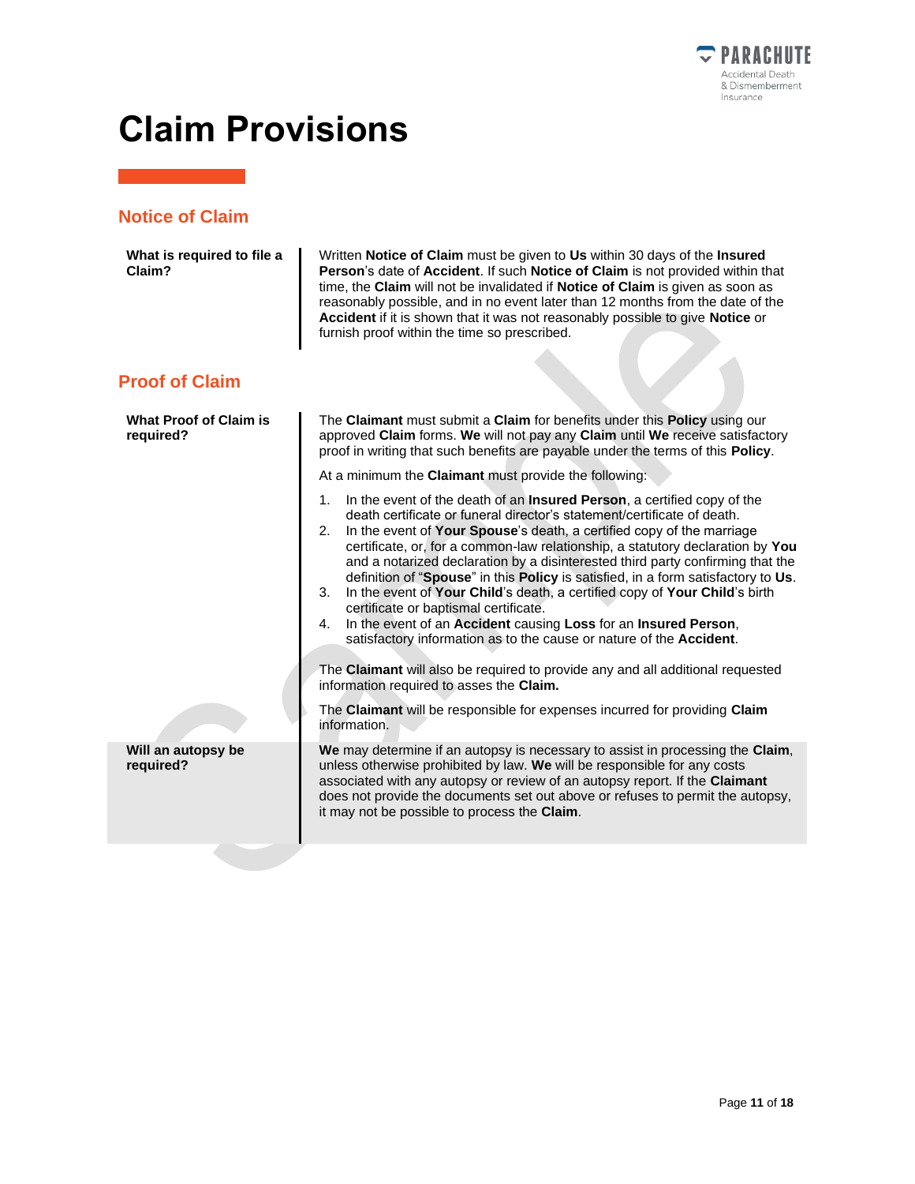# Claim Provisions

## Notice of Claim

**What is required to file a Claim?**

Written **Notice of Claim** must be given to **Us** within 30 days of the **Insured Person**'s date of **Accident**. If such **Notice of Claim** is not provided within that time, the **Claim** will not be invalidated if **Notice of Claim** is given as soon as reasonably possible, and in no event later than 12 months from the date of the **Accident** if it is shown that it was not reasonably possible to give **Notice** or furnish proof within the time so prescribed.

## Proof of Claim

**What Proof of Claim is required?**

The **Claimant** must submit a **Claim** for benefits under this **Policy** using our approved **Claim** forms. **We** will not pay any **Claim** until **We** receive satisfactory proof in writing that such benefits are payable under the terms of this **Policy**.

At a minimum the **Claimant** must provide the following:

1. In the event of the death of an **Insured Person**, a certified copy of the death certificate or funeral director's statement/certificate of death.
2. In the event of **Your Spouse**'s death, a certified copy of the marriage certificate, or, for a common-law relationship, a statutory declaration by **You** and a notarized declaration by a disinterested third party confirming that the definition of "**Spouse**" in this **Policy** is satisfied, in a form satisfactory to **Us**.
3. In the event of **Your Child**'s death, a certified copy of **Your Child**'s birth certificate or baptismal certificate.
4. In the event of an **Accident** causing **Loss** for an **Insured Person**, satisfactory information as to the cause or nature of the **Accident**.

The **Claimant** will also be required to provide any and all additional requested information required to asses the **Claim.**

The **Claimant** will be responsible for expenses incurred for providing **Claim** information.

**Will an autopsy be required?**

**We** may determine if an autopsy is necessary to assist in processing the **Claim**, unless otherwise prohibited by law. **We** will be responsible for any costs associated with any autopsy or review of an autopsy report. If the **Claimant** does not provide the documents set out above or refuses to permit the autopsy, it may not be possible to process the **Claim**.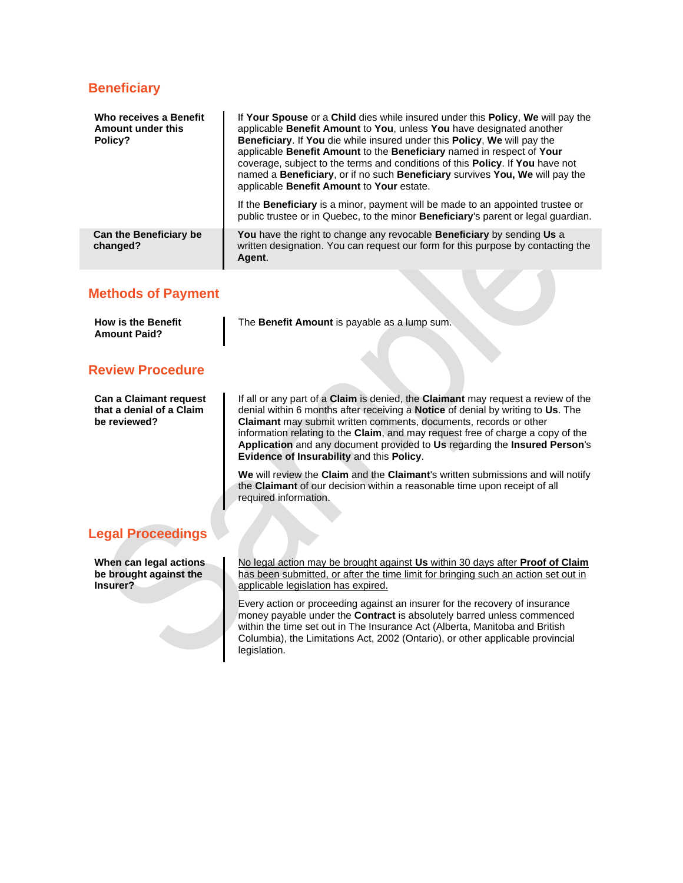## Beneficiary

| | |
|---|---|
| **Who receives a Benefit Amount under this Policy?** | If **Your Spouse** or a **Child** dies while insured under this **Policy**, **We** will pay the applicable **Benefit Amount** to **You**, unless **You** have designated another **Beneficiary**. If **You** die while insured under this **Policy**, **We** will pay the applicable **Benefit Amount** to the **Beneficiary** named in respect of **Your** coverage, subject to the terms and conditions of this **Policy**. If **You** have not named a **Beneficiary**, or if no such **Beneficiary** survives **You, We** will pay the applicable **Benefit Amount** to **Your** estate.<br><br>If the **Beneficiary** is a minor, payment will be made to an appointed trustee or public trustee or in Quebec, to the minor **Beneficiary**'s parent or legal guardian. |
| **Can the Beneficiary be changed?** | **You** have the right to change any revocable **Beneficiary** by sending **Us** a written designation. You can request our form for this purpose by contacting the **Agent**. |

## Methods of Payment

| | |
|---|---|
| **How is the Benefit Amount Paid?** | The **Benefit Amount** is payable as a lump sum. |

## Review Procedure

| | |
|---|---|
| **Can a Claimant request that a denial of a Claim be reviewed?** | If all or any part of a **Claim** is denied, the **Claimant** may request a review of the denial within 6 months after receiving a **Notice** of denial by writing to **Us**. The **Claimant** may submit written comments, documents, records or other information relating to the **Claim**, and may request free of charge a copy of the **Application** and any document provided to **Us** regarding the **Insured Person**'s **Evidence of Insurability** and this **Policy**.<br><br>**We** will review the **Claim** and the **Claimant**'s written submissions and will notify the **Claimant** of our decision within a reasonable time upon receipt of all required information. |

## Legal Proceedings

| | |
|---|---|
| **When can legal actions be brought against the Insurer?** | <u>No legal action may be brought against **Us** within 30 days after **Proof of Claim** has been submitted, or after the time limit for bringing such an action set out in applicable legislation has expired.</u><br><br>Every action or proceeding against an insurer for the recovery of insurance money payable under the **Contract** is absolutely barred unless commenced within the time set out in The Insurance Act (Alberta, Manitoba and British Columbia), the Limitations Act, 2002 (Ontario), or other applicable provincial legislation. |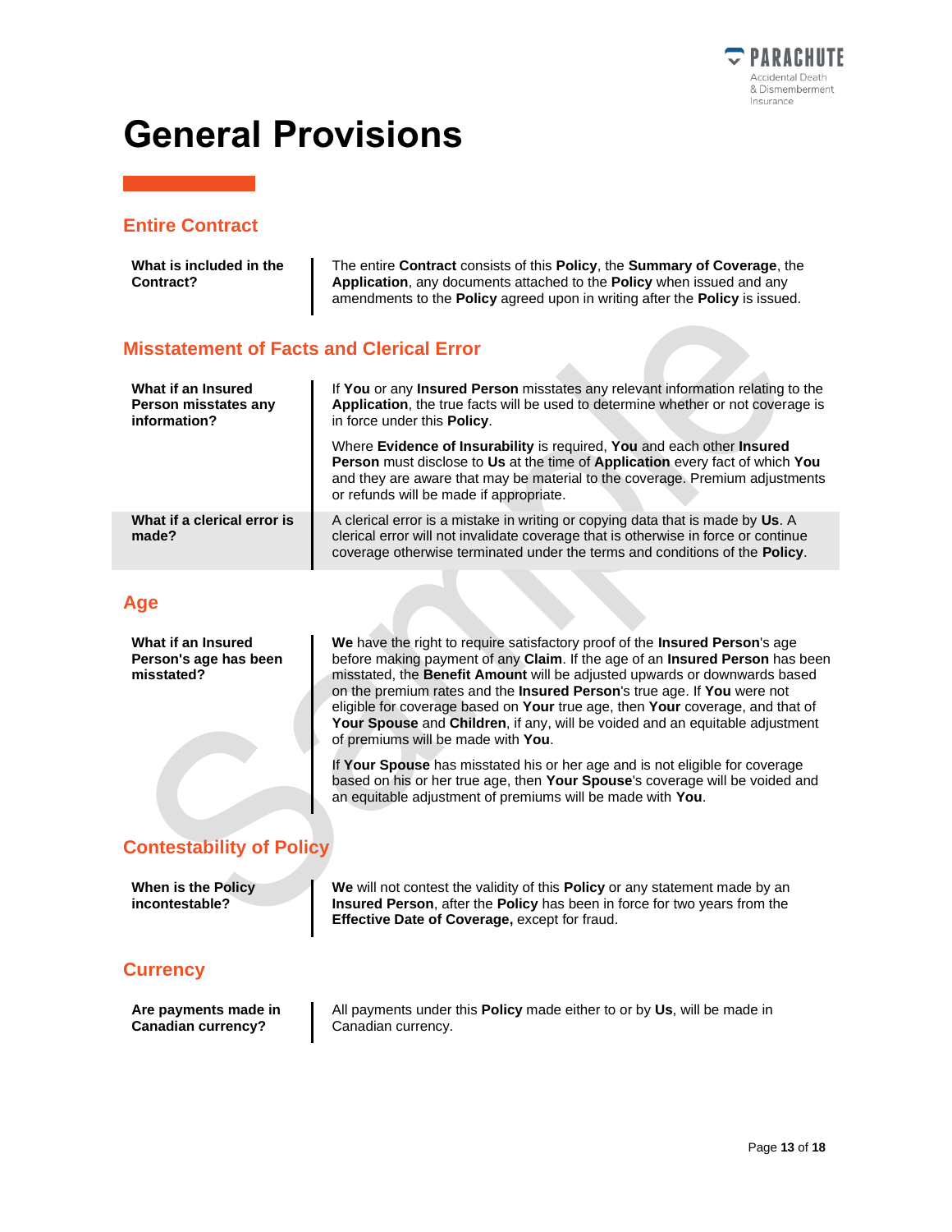# General Provisions

## Entire Contract

| | |
|---|---|
| **What is included in the Contract?** | The entire **Contract** consists of this **Policy**, the **Summary of Coverage**, the **Application**, any documents attached to the **Policy** when issued and any amendments to the **Policy** agreed upon in writing after the **Policy** is issued. |

## Misstatement of Facts and Clerical Error

| | |
|---|---|
| **What if an Insured Person misstates any information?** | If **You** or any **Insured Person** misstates any relevant information relating to the **Application**, the true facts will be used to determine whether or not coverage is in force under this **Policy**.<br><br>Where **Evidence of Insurability** is required, **You** and each other **Insured Person** must disclose to **Us** at the time of **Application** every fact of which **You** and they are aware that may be material to the coverage. Premium adjustments or refunds will be made if appropriate. |
| **What if a clerical error is made?** | A clerical error is a mistake in writing or copying data that is made by **Us**. A clerical error will not invalidate coverage that is otherwise in force or continue coverage otherwise terminated under the terms and conditions of the **Policy**. |

## Age

| | |
|---|---|
| **What if an Insured Person's age has been misstated?** | **We** have the right to require satisfactory proof of the **Insured Person**'s age before making payment of any **Claim**. If the age of an **Insured Person** has been misstated, the **Benefit Amount** will be adjusted upwards or downwards based on the premium rates and the **Insured Person**'s true age. If **You** were not eligible for coverage based on **Your** true age, then **Your** coverage, and that of **Your Spouse** and **Children**, if any, will be voided and an equitable adjustment of premiums will be made with **You**.<br><br>If **Your Spouse** has misstated his or her age and is not eligible for coverage based on his or her true age, then **Your Spouse**'s coverage will be voided and an equitable adjustment of premiums will be made with **You**. |

## Contestability of Policy

| | |
|---|---|
| **When is the Policy incontestable?** | **We** will not contest the validity of this **Policy** or any statement made by an **Insured Person**, after the **Policy** has been in force for two years from the **Effective Date of Coverage,** except for fraud. |

## Currency

| | |
|---|---|
| **Are payments made in Canadian currency?** | All payments under this **Policy** made either to or by **Us**, will be made in Canadian currency. |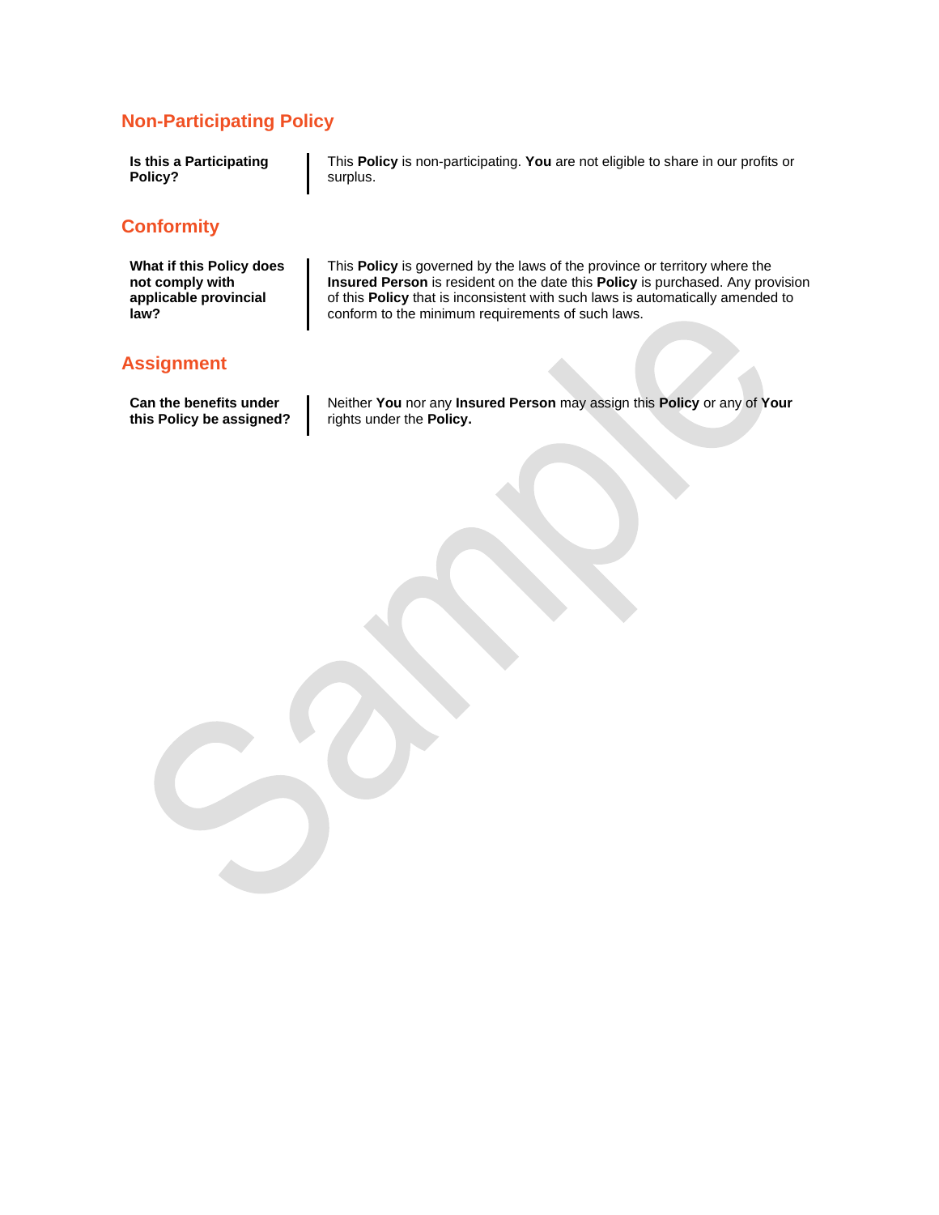## Non-Participating Policy

| | |
|---|---|
| **Is this a Participating Policy?** | This **Policy** is non-participating. **You** are not eligible to share in our profits or surplus. |

## Conformity

| | |
|---|---|
| **What if this Policy does not comply with applicable provincial law?** | This **Policy** is governed by the laws of the province or territory where the **Insured Person** is resident on the date this **Policy** is purchased. Any provision of this **Policy** that is inconsistent with such laws is automatically amended to conform to the minimum requirements of such laws. |

## Assignment

| | |
|---|---|
| **Can the benefits under this Policy be assigned?** | Neither **You** nor any **Insured Person** may assign this **Policy** or any of **Your** rights under the **Policy.** |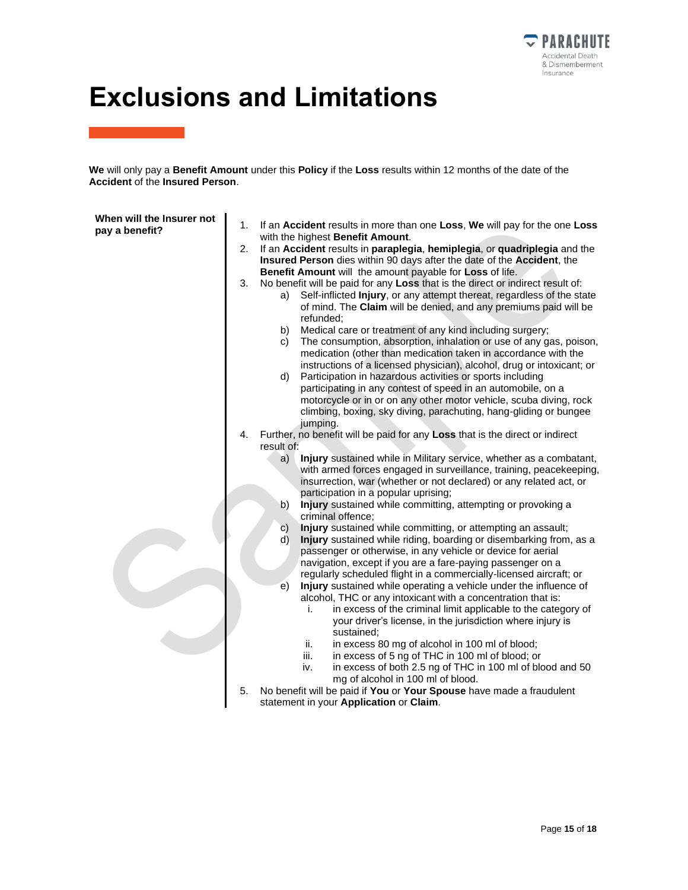# Exclusions and Limitations

**We** will only pay a **Benefit Amount** under this **Policy** if the **Loss** results within 12 months of the date of the **Accident** of the **Insured Person**.

**When will the Insurer not pay a benefit?**

1. If an **Accident** results in more than one **Loss**, **We** will pay for the one **Loss** with the highest **Benefit Amount**.
2. If an **Accident** results in **paraplegia**, **hemiplegia**, or **quadriplegia** and the **Insured Person** dies within 90 days after the date of the **Accident**, the **Benefit Amount** will the amount payable for **Loss** of life.
3. No benefit will be paid for any **Loss** that is the direct or indirect result of:
   a) Self-inflicted **Injury**, or any attempt thereat, regardless of the state of mind. The **Claim** will be denied, and any premiums paid will be refunded;
   b) Medical care or treatment of any kind including surgery;
   c) The consumption, absorption, inhalation or use of any gas, poison, medication (other than medication taken in accordance with the instructions of a licensed physician), alcohol, drug or intoxicant; or
   d) Participation in hazardous activities or sports including participating in any contest of speed in an automobile, on a motorcycle or in or on any other motor vehicle, scuba diving, rock climbing, boxing, sky diving, parachuting, hang-gliding or bungee jumping.
4. Further, no benefit will be paid for any **Loss** that is the direct or indirect result of:
   a) **Injury** sustained while in Military service, whether as a combatant, with armed forces engaged in surveillance, training, peacekeeping, insurrection, war (whether or not declared) or any related act, or participation in a popular uprising;
   b) **Injury** sustained while committing, attempting or provoking a criminal offence;
   c) **Injury** sustained while committing, or attempting an assault;
   d) **Injury** sustained while riding, boarding or disembarking from, as a passenger or otherwise, in any vehicle or device for aerial navigation, except if you are a fare-paying passenger on a regularly scheduled flight in a commercially-licensed aircraft; or
   e) **Injury** sustained while operating a vehicle under the influence of alcohol, THC or any intoxicant with a concentration that is:
      i. in excess of the criminal limit applicable to the category of your driver's license, in the jurisdiction where injury is sustained;
      ii. in excess 80 mg of alcohol in 100 ml of blood;
      iii. in excess of 5 ng of THC in 100 ml of blood; or
      iv. in excess of both 2.5 ng of THC in 100 ml of blood and 50 mg of alcohol in 100 ml of blood.
5. No benefit will be paid if **You** or **Your Spouse** have made a fraudulent statement in your **Application** or **Claim**.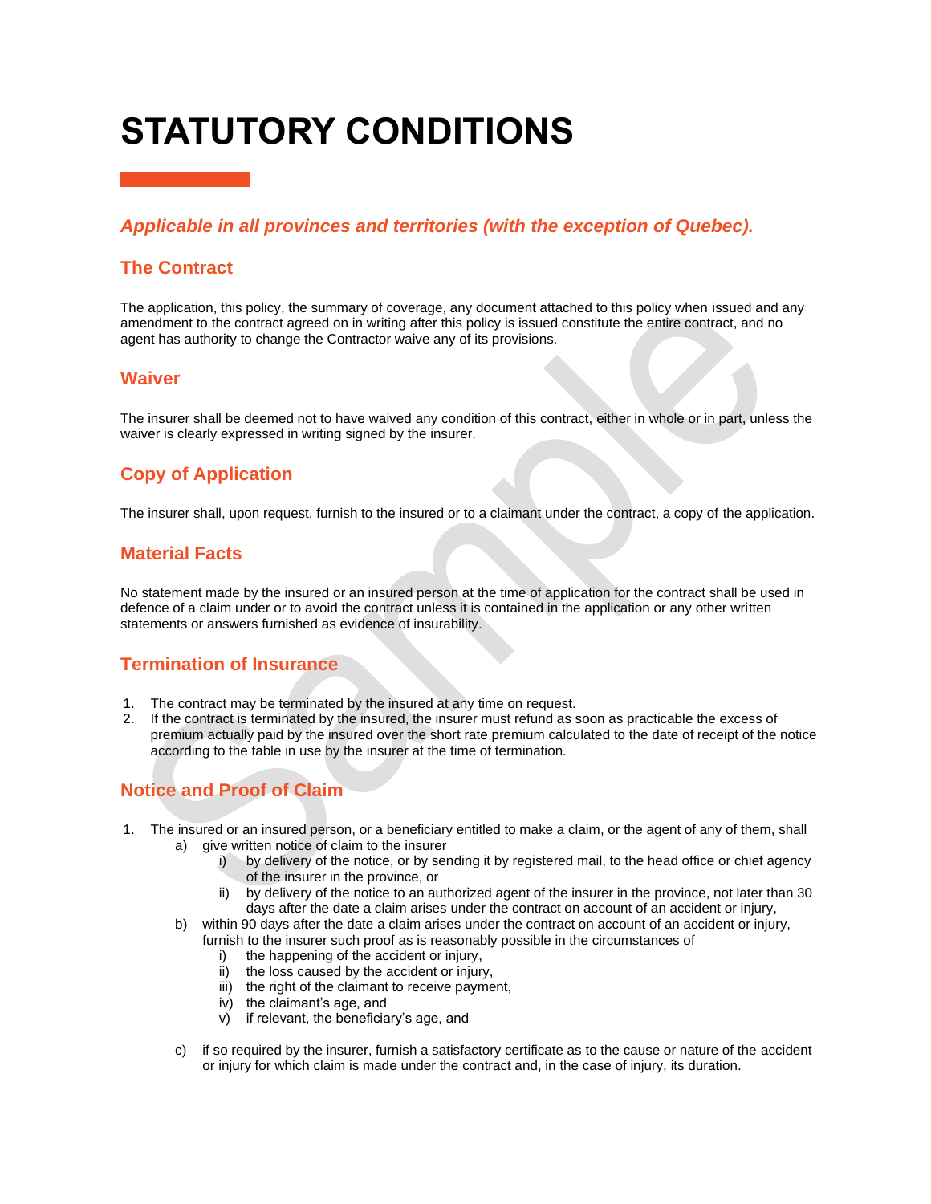# STATUTORY CONDITIONS

*Applicable in all provinces and territories (with the exception of Quebec).*

## The Contract

The application, this policy, the summary of coverage, any document attached to this policy when issued and any amendment to the contract agreed on in writing after this policy is issued constitute the entire contract, and no agent has authority to change the Contractor waive any of its provisions.

## Waiver

The insurer shall be deemed not to have waived any condition of this contract, either in whole or in part, unless the waiver is clearly expressed in writing signed by the insurer.

## Copy of Application

The insurer shall, upon request, furnish to the insured or to a claimant under the contract, a copy of the application.

## Material Facts

No statement made by the insured or an insured person at the time of application for the contract shall be used in defence of a claim under or to avoid the contract unless it is contained in the application or any other written statements or answers furnished as evidence of insurability.

## Termination of Insurance

1. The contract may be terminated by the insured at any time on request.
2. If the contract is terminated by the insured, the insurer must refund as soon as practicable the excess of premium actually paid by the insured over the short rate premium calculated to the date of receipt of the notice according to the table in use by the insurer at the time of termination.

## Notice and Proof of Claim

1. The insured or an insured person, or a beneficiary entitled to make a claim, or the agent of any of them, shall
   a) give written notice of claim to the insurer
      i) by delivery of the notice, or by sending it by registered mail, to the head office or chief agency of the insurer in the province, or
      ii) by delivery of the notice to an authorized agent of the insurer in the province, not later than 30 days after the date a claim arises under the contract on account of an accident or injury,
   b) within 90 days after the date a claim arises under the contract on account of an accident or injury, furnish to the insurer such proof as is reasonably possible in the circumstances of
      i) the happening of the accident or injury,
      ii) the loss caused by the accident or injury,
      iii) the right of the claimant to receive payment,
      iv) the claimant's age, and
      v) if relevant, the beneficiary's age, and
   c) if so required by the insurer, furnish a satisfactory certificate as to the cause or nature of the accident or injury for which claim is made under the contract and, in the case of injury, its duration.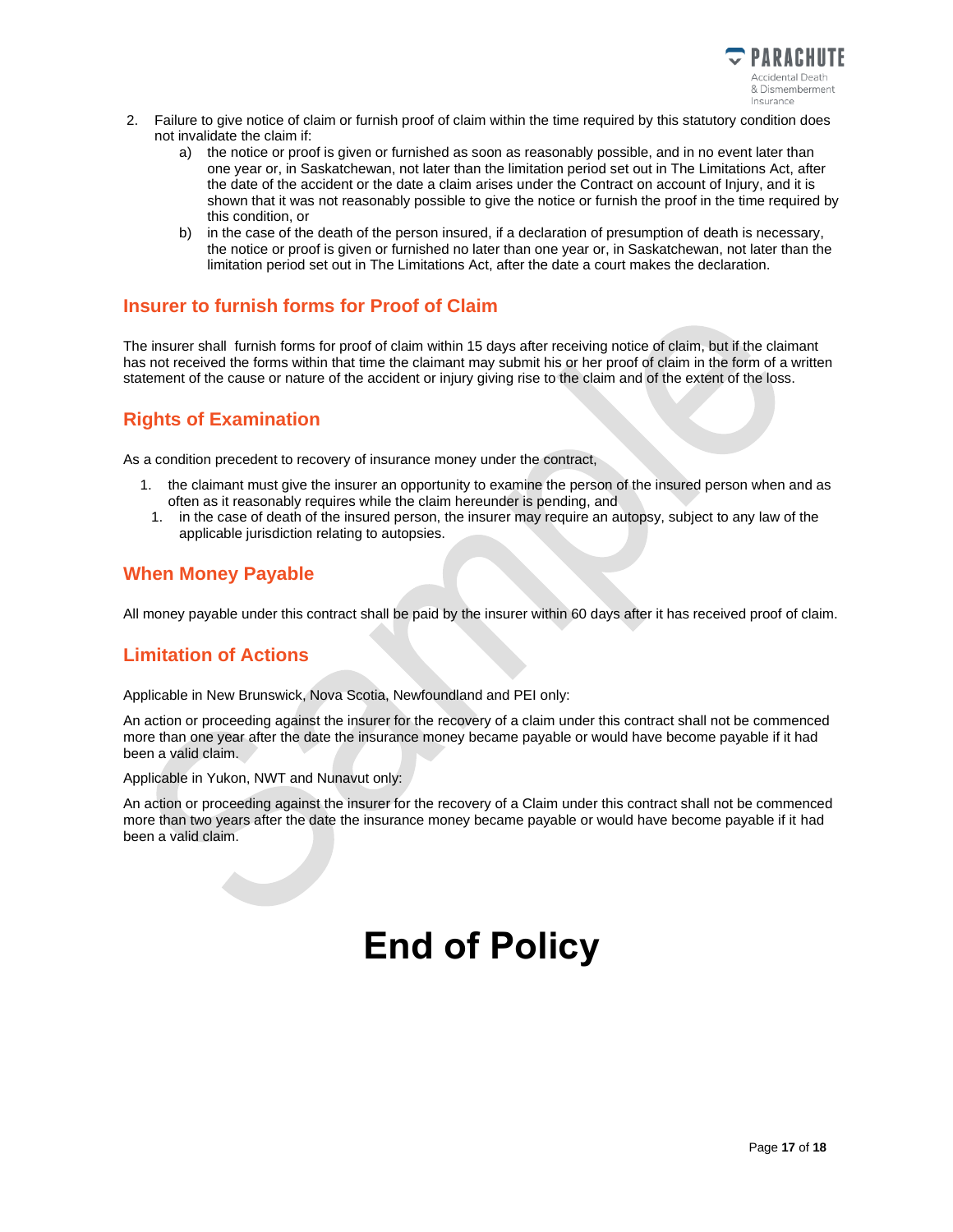2. Failure to give notice of claim or furnish proof of claim within the time required by this statutory condition does not invalidate the claim if:
   a) the notice or proof is given or furnished as soon as reasonably possible, and in no event later than one year or, in Saskatchewan, not later than the limitation period set out in The Limitations Act, after the date of the accident or the date a claim arises under the Contract on account of Injury, and it is shown that it was not reasonably possible to give the notice or furnish the proof in the time required by this condition, or
   b) in the case of the death of the person insured, if a declaration of presumption of death is necessary, the notice or proof is given or furnished no later than one year or, in Saskatchewan, not later than the limitation period set out in The Limitations Act, after the date a court makes the declaration.

## Insurer to furnish forms for Proof of Claim

The insurer shall furnish forms for proof of claim within 15 days after receiving notice of claim, but if the claimant has not received the forms within that time the claimant may submit his or her proof of claim in the form of a written statement of the cause or nature of the accident or injury giving rise to the claim and of the extent of the loss.

## Rights of Examination

As a condition precedent to recovery of insurance money under the contract,

1. the claimant must give the insurer an opportunity to examine the person of the insured person when and as often as it reasonably requires while the claim hereunder is pending, and
1. in the case of death of the insured person, the insurer may require an autopsy, subject to any law of the applicable jurisdiction relating to autopsies.

## When Money Payable

All money payable under this contract shall be paid by the insurer within 60 days after it has received proof of claim.

## Limitation of Actions

Applicable in New Brunswick, Nova Scotia, Newfoundland and PEI only:

An action or proceeding against the insurer for the recovery of a claim under this contract shall not be commenced more than one year after the date the insurance money became payable or would have become payable if it had been a valid claim.

Applicable in Yukon, NWT and Nunavut only:

An action or proceeding against the insurer for the recovery of a Claim under this contract shall not be commenced more than two years after the date the insurance money became payable or would have become payable if it had been a valid claim.

# End of Policy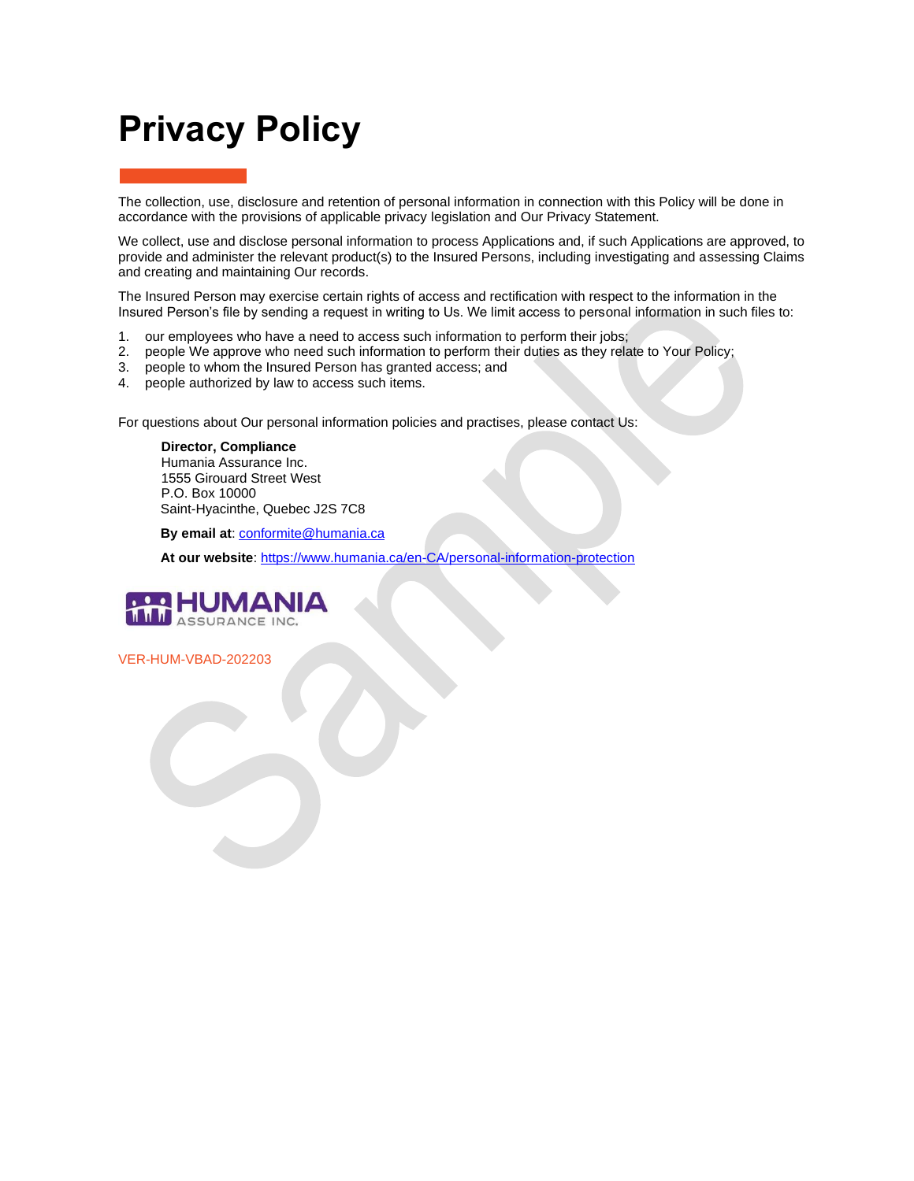# Privacy Policy

The collection, use, disclosure and retention of personal information in connection with this Policy will be done in accordance with the provisions of applicable privacy legislation and Our Privacy Statement.

We collect, use and disclose personal information to process Applications and, if such Applications are approved, to provide and administer the relevant product(s) to the Insured Persons, including investigating and assessing Claims and creating and maintaining Our records.

The Insured Person may exercise certain rights of access and rectification with respect to the information in the Insured Person's file by sending a request in writing to Us. We limit access to personal information in such files to:

1. our employees who have a need to access such information to perform their jobs;
2. people We approve who need such information to perform their duties as they relate to Your Policy;
3. people to whom the Insured Person has granted access; and
4. people authorized by law to access such items.

For questions about Our personal information policies and practises, please contact Us:

**Director, Compliance**
Humania Assurance Inc.
1555 Girouard Street West
P.O. Box 10000
Saint-Hyacinthe, Quebec J2S 7C8

**By email at**: conformite@humania.ca

**At our website**: https://www.humania.ca/en-CA/personal-information-protection

HUMANIA ASSURANCE INC.

VER-HUM-VBAD-202203